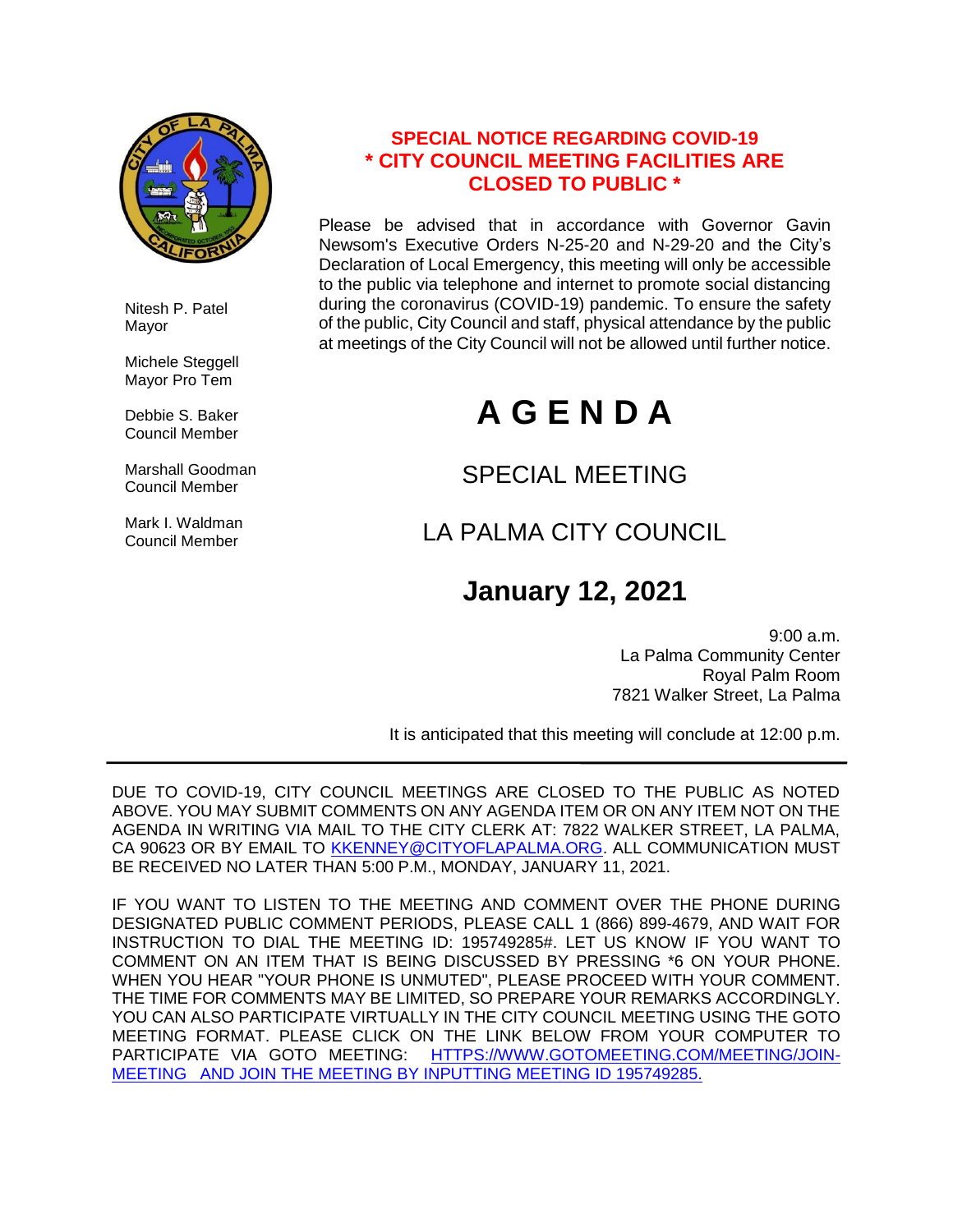Nitesh P. Patel
Mayor

Michele Steggell
Mayor Pro Tem

Debbie S. Baker
Council Member

Marshall Goodman
Council Member

Mark I. Waldman
Council Member

**SPECIAL NOTICE REGARDING COVID-19**
**\* CITY COUNCIL MEETING FACILITIES ARE CLOSED TO PUBLIC \***

Please be advised that in accordance with Governor Gavin Newsom's Executive Orders N-25-20 and N-29-20 and the City's Declaration of Local Emergency, this meeting will only be accessible to the public via telephone and internet to promote social distancing during the coronavirus (COVID-19) pandemic. To ensure the safety of the public, City Council and staff, physical attendance by the public at meetings of the City Council will not be allowed until further notice.

# A G E N D A

## SPECIAL MEETING

## LA PALMA CITY COUNCIL

## January 12, 2021

9:00 a.m.
La Palma Community Center
Royal Palm Room
7821 Walker Street, La Palma

It is anticipated that this meeting will conclude at 12:00 p.m.

---

DUE TO COVID-19, CITY COUNCIL MEETINGS ARE CLOSED TO THE PUBLIC AS NOTED ABOVE. YOU MAY SUBMIT COMMENTS ON ANY AGENDA ITEM OR ON ANY ITEM NOT ON THE AGENDA IN WRITING VIA MAIL TO THE CITY CLERK AT: 7822 WALKER STREET, LA PALMA, CA 90623 OR BY EMAIL TO KKENNEY@CITYOFLAPALMA.ORG. ALL COMMUNICATION MUST BE RECEIVED NO LATER THAN 5:00 P.M., MONDAY, JANUARY 11, 2021.

IF YOU WANT TO LISTEN TO THE MEETING AND COMMENT OVER THE PHONE DURING DESIGNATED PUBLIC COMMENT PERIODS, PLEASE CALL 1 (866) 899-4679, AND WAIT FOR INSTRUCTION TO DIAL THE MEETING ID: 195749285#. LET US KNOW IF YOU WANT TO COMMENT ON AN ITEM THAT IS BEING DISCUSSED BY PRESSING *6 ON YOUR PHONE. WHEN YOU HEAR "YOUR PHONE IS UNMUTED", PLEASE PROCEED WITH YOUR COMMENT. THE TIME FOR COMMENTS MAY BE LIMITED, SO PREPARE YOUR REMARKS ACCORDINGLY. YOU CAN ALSO PARTICIPATE VIRTUALLY IN THE CITY COUNCIL MEETING USING THE GOTO MEETING FORMAT. PLEASE CLICK ON THE LINK BELOW FROM YOUR COMPUTER TO PARTICIPATE VIA GOTO MEETING: HTTPS://WWW.GOTOMEETING.COM/MEETING/JOIN-MEETING AND JOIN THE MEETING BY INPUTTING MEETING ID 195749285.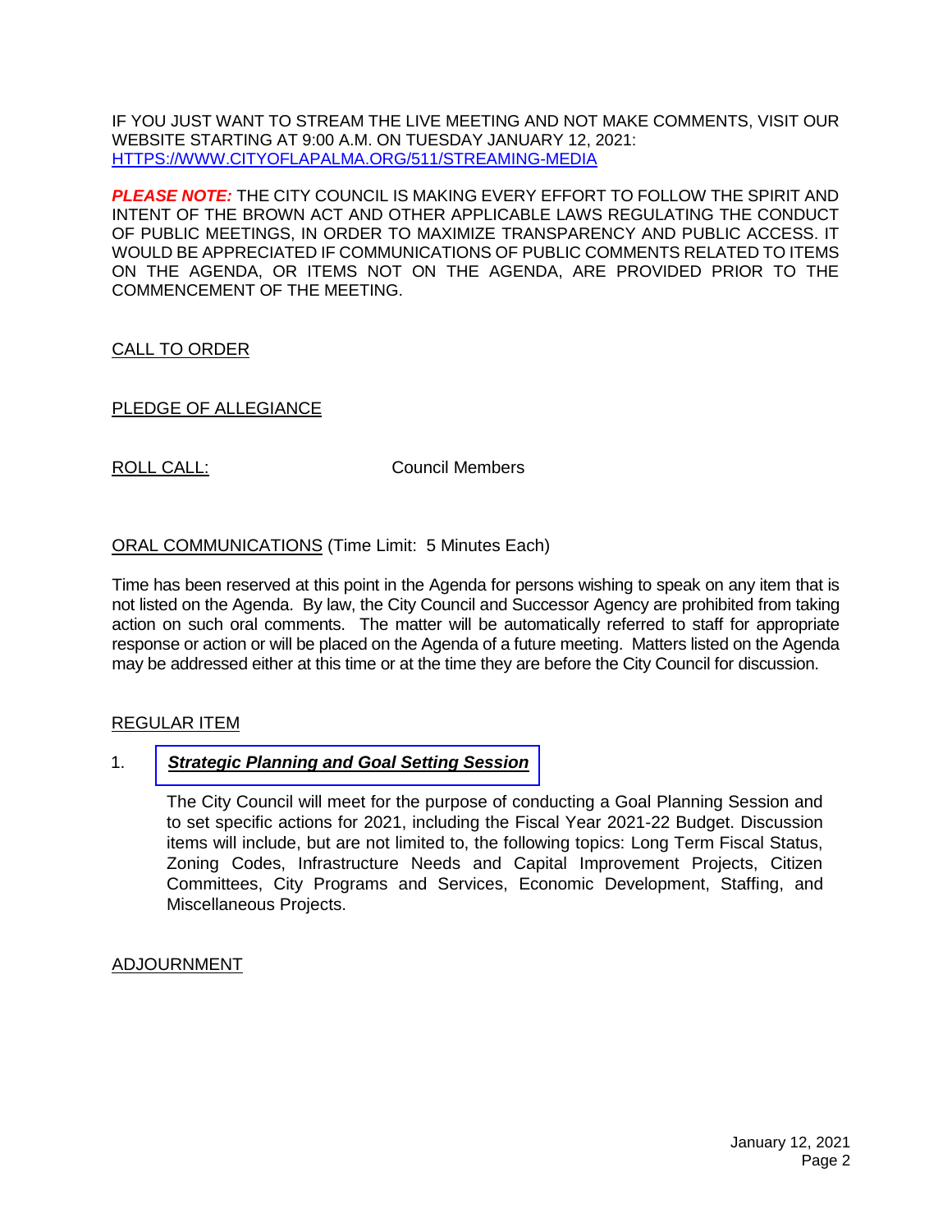IF YOU JUST WANT TO STREAM THE LIVE MEETING AND NOT MAKE COMMENTS, VISIT OUR WEBSITE STARTING AT 9:00 A.M. ON TUESDAY JANUARY 12, 2021: [HTTPS://WWW.CITYOFLAPALMA.ORG/511/STREAMING-MEDIA](HTTPS://WWW.CITYOFLAPALMA.ORG/511/STREAMING-MEDIA)

***PLEASE NOTE:*** THE CITY COUNCIL IS MAKING EVERY EFFORT TO FOLLOW THE SPIRIT AND INTENT OF THE BROWN ACT AND OTHER APPLICABLE LAWS REGULATING THE CONDUCT OF PUBLIC MEETINGS, IN ORDER TO MAXIMIZE TRANSPARENCY AND PUBLIC ACCESS. IT WOULD BE APPRECIATED IF COMMUNICATIONS OF PUBLIC COMMENTS RELATED TO ITEMS ON THE AGENDA, OR ITEMS NOT ON THE AGENDA, ARE PROVIDED PRIOR TO THE COMMENCEMENT OF THE MEETING.

## CALL TO ORDER

## PLEDGE OF ALLEGIANCE

## ROLL CALL:

Council Members

## ORAL COMMUNICATIONS (Time Limit: 5 Minutes Each)

Time has been reserved at this point in the Agenda for persons wishing to speak on any item that is not listed on the Agenda. By law, the City Council and Successor Agency are prohibited from taking action on such oral comments. The matter will be automatically referred to staff for appropriate response or action or will be placed on the Agenda of a future meeting. Matters listed on the Agenda may be addressed either at this time or at the time they are before the City Council for discussion.

## REGULAR ITEM

1. ***Strategic Planning and Goal Setting Session***

   The City Council will meet for the purpose of conducting a Goal Planning Session and to set specific actions for 2021, including the Fiscal Year 2021-22 Budget. Discussion items will include, but are not limited to, the following topics: Long Term Fiscal Status, Zoning Codes, Infrastructure Needs and Capital Improvement Projects, Citizen Committees, City Programs and Services, Economic Development, Staffing, and Miscellaneous Projects.

## ADJOURNMENT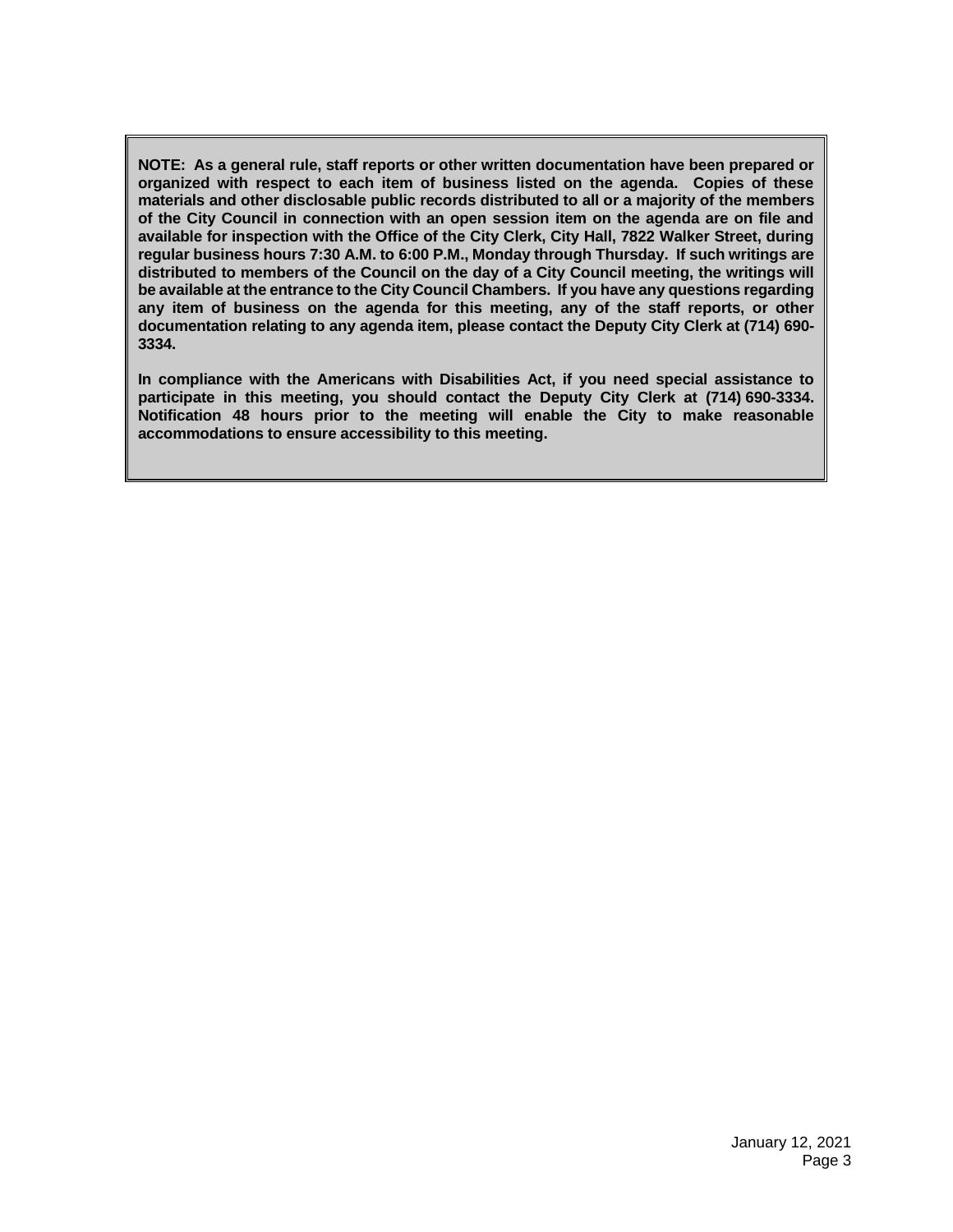**NOTE: As a general rule, staff reports or other written documentation have been prepared or organized with respect to each item of business listed on the agenda. Copies of these materials and other disclosable public records distributed to all or a majority of the members of the City Council in connection with an open session item on the agenda are on file and available for inspection with the Office of the City Clerk, City Hall, 7822 Walker Street, during regular business hours 7:30 A.M. to 6:00 P.M., Monday through Thursday. If such writings are distributed to members of the Council on the day of a City Council meeting, the writings will be available at the entrance to the City Council Chambers. If you have any questions regarding any item of business on the agenda for this meeting, any of the staff reports, or other documentation relating to any agenda item, please contact the Deputy City Clerk at (714) 690-3334.**

**In compliance with the Americans with Disabilities Act, if you need special assistance to participate in this meeting, you should contact the Deputy City Clerk at (714) 690-3334. Notification 48 hours prior to the meeting will enable the City to make reasonable accommodations to ensure accessibility to this meeting.**